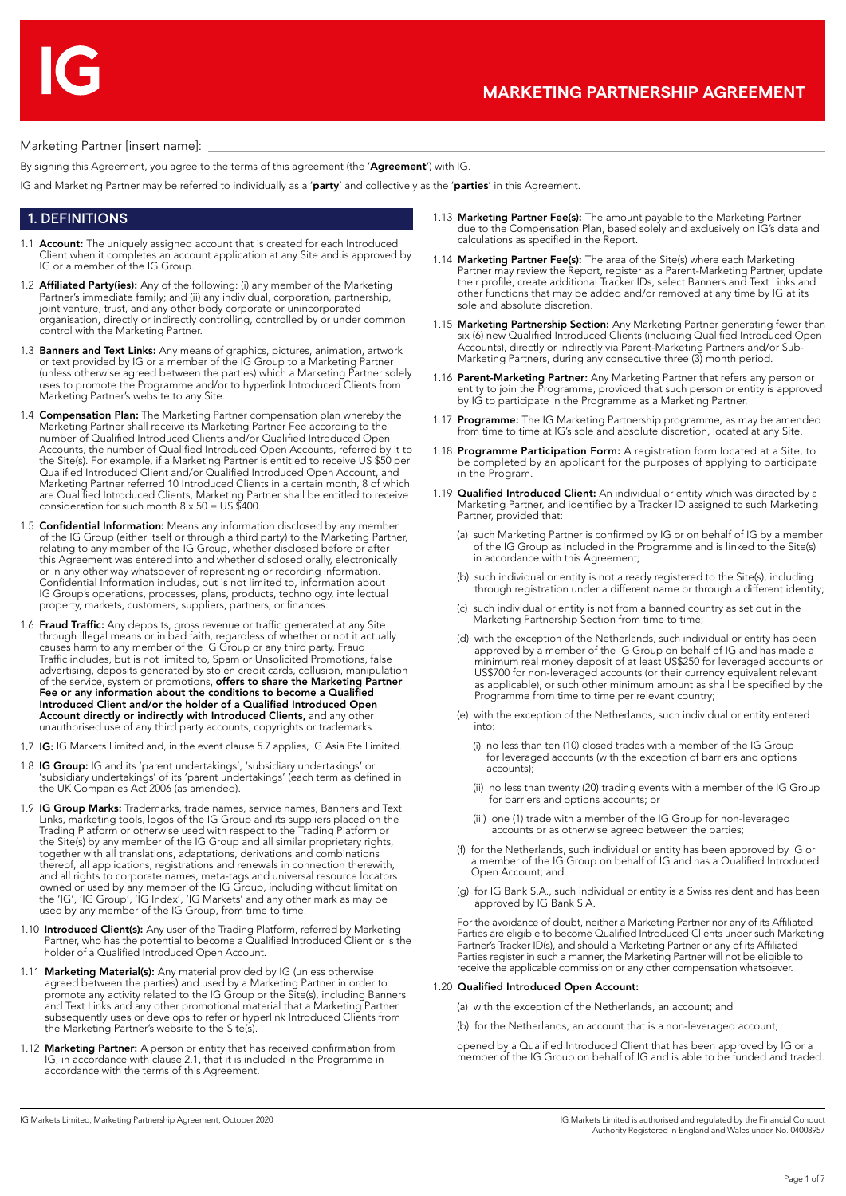# MARKETING PARTNERSHIP AGREEMENT

Marketing Partner [insert name]:

By signing this Agreement, you agree to the terms of this agreement (the '**Agreement**') with IG.

IG and Marketing Partner may be referred to individually as a '**party**' and collectively as the '**parties**' in this Agreement.

## 1. DEFINITIONS

1.1 **Account:** The uniquely assigned account that is created for each Introduced Client when it completes an account application at any Site and is approved by IG or a member of the IG Group.

1.2 **Affiliated Party(ies):** Any of the following: (i) any member of the Marketing Partner's immediate family; and (ii) any individual, corporation, partnership, joint venture, trust, and any other body corporate or unincorporated organisation, directly or indirectly controlling, controlled by or under common control with the Marketing Partner.

1.3 **Banners and Text Links:** Any means of graphics, pictures, animation, artwork or text provided by IG or a member of the IG Group to a Marketing Partner (unless otherwise agreed between the parties) which a Marketing Partner solely uses to promote the Programme and/or to hyperlink Introduced Clients from Marketing Partner's website to any Site.

1.4 **Compensation Plan:** The Marketing Partner compensation plan whereby the Marketing Partner shall receive its Marketing Partner Fee according to the number of Qualified Introduced Clients and/or Qualified Introduced Open Accounts, the number of Qualified Introduced Open Accounts, referred by it to the Site(s). For example, if a Marketing Partner is entitled to receive US $50 per Qualified Introduced Client and/or Qualified Introduced Open Account, and Marketing Partner referred 10 Introduced Clients in a certain month, 8 of which are Qualified Introduced Clients, Marketing Partner shall be entitled to receive consideration for such month 8 x 50 = US $400.

1.5 **Confidential Information:** Means any information disclosed by any member of the IG Group (either itself or through a third party) to the Marketing Partner, relating to any member of the IG Group, whether disclosed before or after this Agreement was entered into and whether disclosed orally, electronically or in any other way whatsoever of representing or recording information. Confidential Information includes, but is not limited to, information about IG Group's operations, processes, plans, products, technology, intellectual property, markets, customers, suppliers, partners, or finances.

1.6 **Fraud Traffic:** Any deposits, gross revenue or traffic generated at any Site through illegal means or in bad faith, regardless of whether or not it actually causes harm to any member of the IG Group or any third party. Fraud Traffic includes, but is not limited to, Spam or Unsolicited Promotions, false advertising, deposits generated by stolen credit cards, collusion, manipulation of the service, system or promotions, **offers to share the Marketing Partner Fee or any information about the conditions to become a Qualified Introduced Client and/or the holder of a Qualified Introduced Open Account directly or indirectly with Introduced Clients,** and any other unauthorised use of any third party accounts, copyrights or trademarks.

1.7 **IG:** IG Markets Limited and, in the event clause 5.7 applies, IG Asia Pte Limited.

1.8 **IG Group:** IG and its 'parent undertakings', 'subsidiary undertakings' or 'subsidiary undertakings' of its 'parent undertakings' (each term as defined in the UK Companies Act 2006 (as amended).

1.9 **IG Group Marks:** Trademarks, trade names, service names, Banners and Text Links, marketing tools, logos of the IG Group and its suppliers placed on the Trading Platform or otherwise used with respect to the Trading Platform or the Site(s) by any member of the IG Group and all similar proprietary rights, together with all translations, adaptations, derivations and combinations thereof, and all applications, registrations and renewals in connection therewith, and all rights to corporate names, meta-tags and universal resource locators owned or used by any member of the IG Group, including without limitation the 'IG', 'IG Group', 'IG Index', 'IG Markets' and any other mark as may be used by any member of the IG Group, from time to time.

1.10 **Introduced Client(s):** Any user of the Trading Platform, referred by Marketing Partner, who has the potential to become a Qualified Introduced Client or is the holder of a Qualified Introduced Open Account.

1.11 **Marketing Material(s):** Any material provided by IG (unless otherwise agreed between the parties) and used by a Marketing Partner in order to promote any activity related to the IG Group or the Site(s), including Banners and Text Links and any other promotional material that a Marketing Partner subsequently uses or develops to refer or hyperlink Introduced Clients from the Marketing Partner's website to the Site(s).

1.12 **Marketing Partner:** A person or entity that has received confirmation from IG, in accordance with clause 2.1, that it is included in the Programme in accordance with the terms of this Agreement.

1.13 **Marketing Partner Fee(s):** The amount payable to the Marketing Partner due to the Compensation Plan, based solely and exclusively on IG's data and calculations as specified in the Report.

1.14 **Marketing Partner Fee(s):** The area of the Site(s) where each Marketing Partner may review the Report, register as a Parent-Marketing Partner, update their profile, create additional Tracker IDs, select Banners and Text Links and other functions that may be added and/or removed at any time by IG at its sole and absolute discretion.

1.15 **Marketing Partnership Section:** Any Marketing Partner generating fewer than six (6) new Qualified Introduced Clients (including Qualified Introduced Open Accounts), directly or indirectly via Parent-Marketing Partners and/or Sub-Marketing Partners, during any consecutive three (3) month period.

1.16 **Parent-Marketing Partner:** Any Marketing Partner that refers any person or entity to join the Programme, provided that such person or entity is approved by IG to participate in the Programme as a Marketing Partner.

1.17 **Programme:** The IG Marketing Partnership programme, as may be amended from time to time at IG's sole and absolute discretion, located at any Site.

1.18 **Programme Participation Form:** A registration form located at a Site, to be completed by an applicant for the purposes of applying to participate in the Program.

1.19 **Qualified Introduced Client:** An individual or entity which was directed by a Marketing Partner, and identified by a Tracker ID assigned to such Marketing Partner, provided that:

(a) such Marketing Partner is confirmed by IG or on behalf of IG by a member of the IG Group as included in the Programme and is linked to the Site(s) in accordance with this Agreement;

(b) such individual or entity is not already registered to the Site(s), including through registration under a different name or through a different identity;

(c) such individual or entity is not from a banned country as set out in the Marketing Partnership Section from time to time;

(d) with the exception of the Netherlands, such individual or entity has been approved by a member of the IG Group on behalf of IG and has made a minimum real money deposit of at least US$250 for leveraged accounts or US$700 for non-leveraged accounts (or their currency equivalent relevant as applicable), or such other minimum amount as shall be specified by the Programme from time to time per relevant country;

(e) with the exception of the Netherlands, such individual or entity entered into:

(i) no less than ten (10) closed trades with a member of the IG Group for leveraged accounts (with the exception of barriers and options accounts);

(ii) no less than twenty (20) trading events with a member of the IG Group for barriers and options accounts; or

(iii) one (1) trade with a member of the IG Group for non-leveraged accounts or as otherwise agreed between the parties;

(f) for the Netherlands, such individual or entity has been approved by IG or a member of the IG Group on behalf of IG and has a Qualified Introduced Open Account; and

(g) for IG Bank S.A., such individual or entity is a Swiss resident and has been approved by IG Bank S.A.

For the avoidance of doubt, neither a Marketing Partner nor any of its Affiliated Parties are eligible to become Qualified Introduced Clients under such Marketing Partner's Tracker ID(s), and should a Marketing Partner or any of its Affiliated Parties register in such a manner, the Marketing Partner will not be eligible to receive the applicable commission or any other compensation whatsoever.

1.20 **Qualified Introduced Open Account:**

(a) with the exception of the Netherlands, an account; and

(b) for the Netherlands, an account that is a non-leveraged account,

opened by a Qualified Introduced Client that has been approved by IG or a member of the IG Group on behalf of IG and is able to be funded and traded.

IG Markets Limited, Marketing Partnership Agreement, October 2020

IG Markets Limited is authorised and regulated by the Financial Conduct Authority Registered in England and Wales under No. 04008957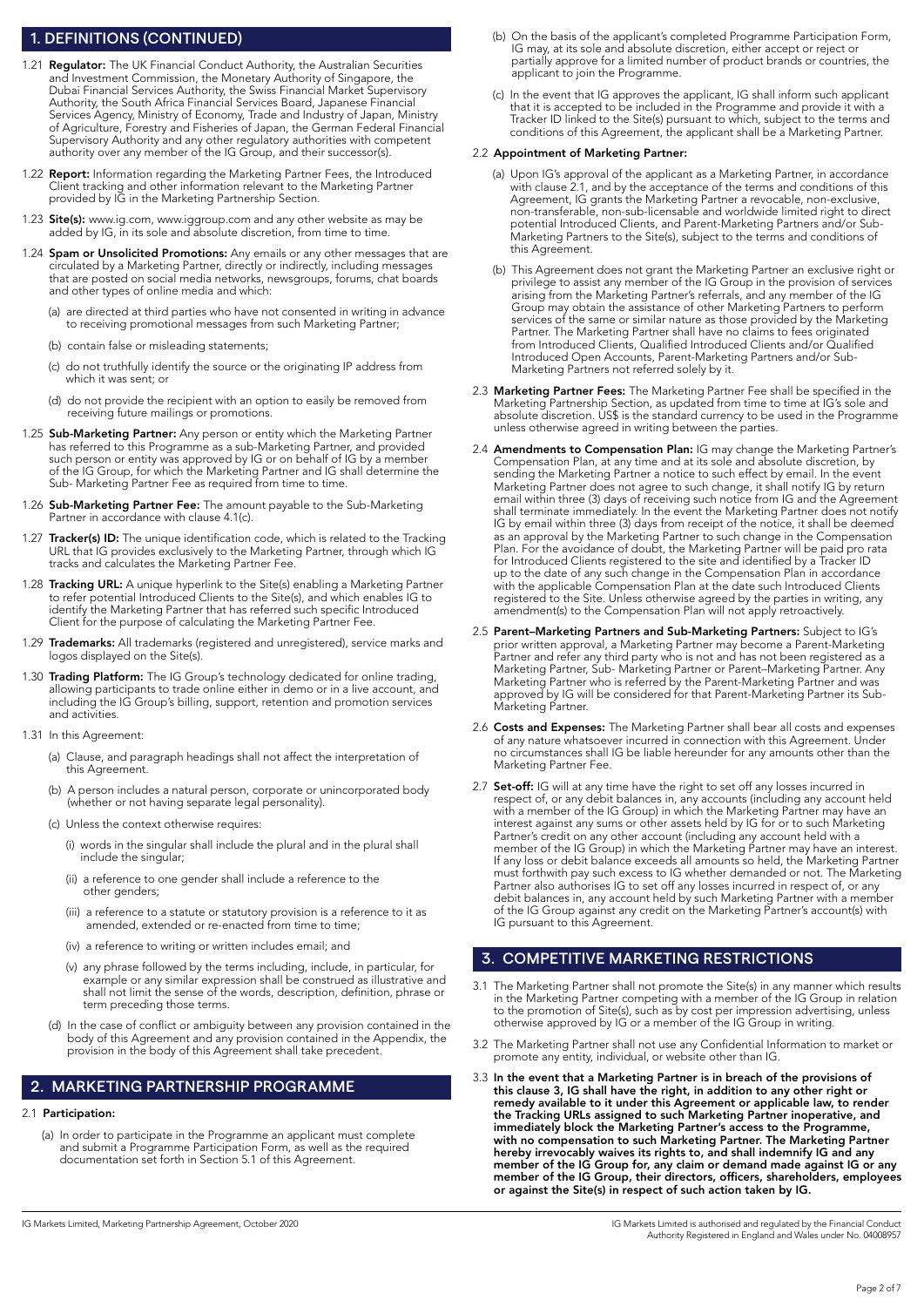## 1. DEFINITIONS (CONTINUED)

1.21 **Regulator:** The UK Financial Conduct Authority, the Australian Securities and Investment Commission, the Monetary Authority of Singapore, the Dubai Financial Services Authority, the Swiss Financial Market Supervisory Authority, the South Africa Financial Services Board, Japanese Financial Services Agency, Ministry of Economy, Trade and Industry of Japan, Ministry of Agriculture, Forestry and Fisheries of Japan, the German Federal Financial Supervisory Authority and any other regulatory authorities with competent authority over any member of the IG Group, and their successor(s).

1.22 **Report:** Information regarding the Marketing Partner Fees, the Introduced Client tracking and other information relevant to the Marketing Partner provided by IG in the Marketing Partnership Section.

1.23 **Site(s):** www.ig.com, www.iggroup.com and any other website as may be added by IG, in its sole and absolute discretion, from time to time.

1.24 **Spam or Unsolicited Promotions:** Any emails or any other messages that are circulated by a Marketing Partner, directly or indirectly, including messages that are posted on social media networks, newsgroups, forums, chat boards and other types of online media and which:

(a) are directed at third parties who have not consented in writing in advance to receiving promotional messages from such Marketing Partner;

(b) contain false or misleading statements;

(c) do not truthfully identify the source or the originating IP address from which it was sent; or

(d) do not provide the recipient with an option to easily be removed from receiving future mailings or promotions.

1.25 **Sub-Marketing Partner:** Any person or entity which the Marketing Partner has referred to this Programme as a sub-Marketing Partner, and provided such person or entity was approved by IG or on behalf of IG by a member of the IG Group, for which the Marketing Partner and IG shall determine the Sub- Marketing Partner Fee as required from time to time.

1.26 **Sub-Marketing Partner Fee:** The amount payable to the Sub-Marketing Partner in accordance with clause 4.1(c).

1.27 **Tracker(s) ID:** The unique identification code, which is related to the Tracking URL that IG provides exclusively to the Marketing Partner, through which IG tracks and calculates the Marketing Partner Fee.

1.28 **Tracking URL:** A unique hyperlink to the Site(s) enabling a Marketing Partner to refer potential Introduced Clients to the Site(s), and which enables IG to identify the Marketing Partner that has referred such specific Introduced Client for the purpose of calculating the Marketing Partner Fee.

1.29 **Trademarks:** All trademarks (registered and unregistered), service marks and logos displayed on the Site(s).

1.30 **Trading Platform:** The IG Group's technology dedicated for online trading, allowing participants to trade online either in demo or in a live account, and including the IG Group's billing, support, retention and promotion services and activities.

1.31 In this Agreement:

(a) Clause, and paragraph headings shall not affect the interpretation of this Agreement.

(b) A person includes a natural person, corporate or unincorporated body (whether or not having separate legal personality).

(c) Unless the context otherwise requires:

(i) words in the singular shall include the plural and in the plural shall include the singular;

(ii) a reference to one gender shall include a reference to the other genders;

(iii) a reference to a statute or statutory provision is a reference to it as amended, extended or re-enacted from time to time;

(iv) a reference to writing or written includes email; and

(v) any phrase followed by the terms including, include, in particular, for example or any similar expression shall be construed as illustrative and shall not limit the sense of the words, description, definition, phrase or term preceding those terms.

(d) In the case of conflict or ambiguity between any provision contained in the body of this Agreement and any provision contained in the Appendix, the provision in the body of this Agreement shall take precedent.

## 2. MARKETING PARTNERSHIP PROGRAMME

2.1 **Participation:**

(a) In order to participate in the Programme an applicant must complete and submit a Programme Participation Form, as well as the required documentation set forth in Section 5.1 of this Agreement.

(b) On the basis of the applicant's completed Programme Participation Form, IG may, at its sole and absolute discretion, either accept or reject or partially approve for a limited number of product brands or countries, the applicant to join the Programme.

(c) In the event that IG approves the applicant, IG shall inform such applicant that it is accepted to be included in the Programme and provide it with a Tracker ID linked to the Site(s) pursuant to which, subject to the terms and conditions of this Agreement, the applicant shall be a Marketing Partner.

2.2 **Appointment of Marketing Partner:**

(a) Upon IG's approval of the applicant as a Marketing Partner, in accordance with clause 2.1, and by the acceptance of the terms and conditions of this Agreement, IG grants the Marketing Partner a revocable, non-exclusive, non-transferable, non-sub-licensable and worldwide limited right to direct potential Introduced Clients, and Parent-Marketing Partners and/or Sub-Marketing Partners to the Site(s), subject to the terms and conditions of this Agreement.

(b) This Agreement does not grant the Marketing Partner an exclusive right or privilege to assist any member of the IG Group in the provision of services arising from the Marketing Partner's referrals, and any member of the IG Group may obtain the assistance of other Marketing Partners to perform services of the same or similar nature as those provided by the Marketing Partner. The Marketing Partner shall have no claims to fees originated from Introduced Clients, Qualified Introduced Clients and/or Qualified Introduced Open Accounts, Parent-Marketing Partners and/or Sub-Marketing Partners not referred solely by it.

2.3 **Marketing Partner Fees:** The Marketing Partner Fee shall be specified in the Marketing Partnership Section, as updated from time to time at IG's sole and absolute discretion. US$ is the standard currency to be used in the Programme unless otherwise agreed in writing between the parties.

2.4 **Amendments to Compensation Plan:** IG may change the Marketing Partner's Compensation Plan, at any time and at its sole and absolute discretion, by sending the Marketing Partner a notice to such effect by email. In the event Marketing Partner does not agree to such change, it shall notify IG by return email within three (3) days of receiving such notice from IG and the Agreement shall terminate immediately. In the event the Marketing Partner does not notify IG by email within three (3) days from receipt of the notice, it shall be deemed as an approval by the Marketing Partner to such change in the Compensation Plan. For the avoidance of doubt, the Marketing Partner will be paid pro rata for Introduced Clients registered to the site and identified by a Tracker ID up to the date of any such change in the Compensation Plan in accordance with the applicable Compensation Plan at the date such Introduced Clients registered to the Site. Unless otherwise agreed by the parties in writing, any amendment(s) to the Compensation Plan will not apply retroactively.

2.5 **Parent–Marketing Partners and Sub-Marketing Partners:** Subject to IG's prior written approval, a Marketing Partner may become a Parent-Marketing Partner and refer any third party who is not and has not been registered as a Marketing Partner, Sub- Marketing Partner or Parent–Marketing Partner. Any Marketing Partner who is referred by the Parent-Marketing Partner and was approved by IG will be considered for that Parent-Marketing Partner its Sub-Marketing Partner.

2.6 **Costs and Expenses:** The Marketing Partner shall bear all costs and expenses of any nature whatsoever incurred in connection with this Agreement. Under no circumstances shall IG be liable hereunder for any amounts other than the Marketing Partner Fee.

2.7 **Set-off:** IG will at any time have the right to set off any losses incurred in respect of, or any debit balances in, any accounts (including any account held with a member of the IG Group) in which the Marketing Partner may have an interest against any sums or other assets held by IG for or to such Marketing Partner's credit on any other account (including any account held with a member of the IG Group) in which the Marketing Partner may have an interest. If any loss or debit balance exceeds all amounts so held, the Marketing Partner must forthwith pay such excess to IG whether demanded or not. The Marketing Partner also authorises IG to set off any losses incurred in respect of, or any debit balances in, any account held by such Marketing Partner with a member of the IG Group against any credit on the Marketing Partner's account(s) with IG pursuant to this Agreement.

## 3. COMPETITIVE MARKETING RESTRICTIONS

3.1 The Marketing Partner shall not promote the Site(s) in any manner which results in the Marketing Partner competing with a member of the IG Group in relation to the promotion of Site(s), such as by cost per impression advertising, unless otherwise approved by IG or a member of the IG Group in writing.

3.2 The Marketing Partner shall not use any Confidential Information to market or promote any entity, individual, or website other than IG.

3.3 **In the event that a Marketing Partner is in breach of the provisions of this clause 3, IG shall have the right, in addition to any other right or remedy available to it under this Agreement or applicable law, to render the Tracking URLs assigned to such Marketing Partner inoperative, and immediately block the Marketing Partner's access to the Programme, with no compensation to such Marketing Partner. The Marketing Partner hereby irrevocably waives its rights to, and shall indemnify IG and any member of the IG Group for, any claim or demand made against IG or any member of the IG Group, their directors, officers, shareholders, employees or against the Site(s) in respect of such action taken by IG.**

IG Markets Limited, Marketing Partnership Agreement, October 2020

IG Markets Limited is authorised and regulated by the Financial Conduct Authority Registered in England and Wales under No. 04008957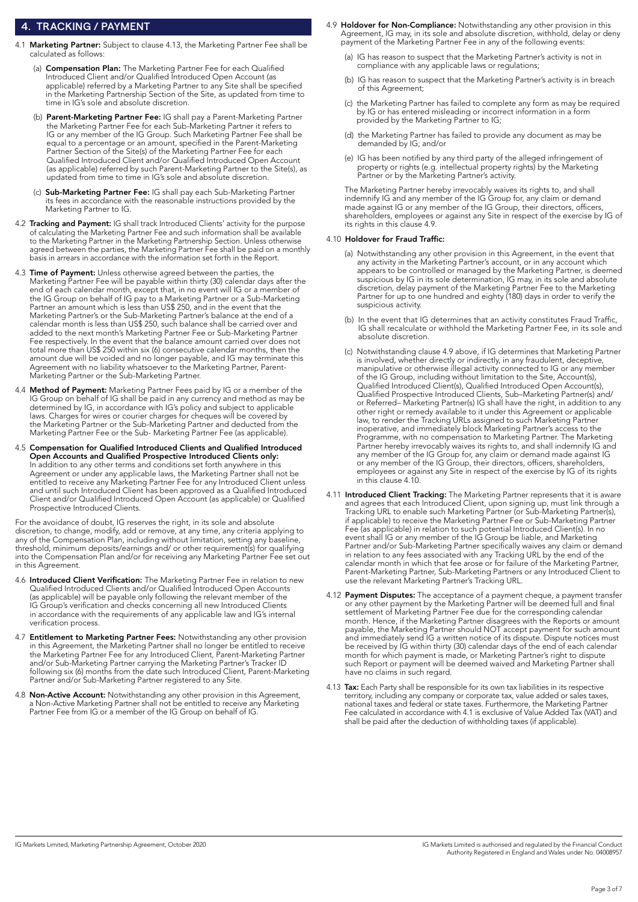## 4. TRACKING / PAYMENT

4.1 **Marketing Partner:** Subject to clause 4.13, the Marketing Partner Fee shall be calculated as follows:

(a) **Compensation Plan:** The Marketing Partner Fee for each Qualified Introduced Client and/or Qualified Introduced Open Account (as applicable) referred by a Marketing Partner to any Site shall be specified in the Marketing Partnership Section of the Site, as updated from time to time in IG's sole and absolute discretion.

(b) **Parent-Marketing Partner Fee:** IG shall pay a Parent-Marketing Partner the Marketing Partner Fee for each Sub-Marketing Partner it refers to IG or any member of the IG Group. Such Marketing Partner Fee shall be equal to a percentage or an amount, specified in the Parent-Marketing Partner Section of the Site(s) of the Marketing Partner Fee for each Qualified Introduced Client and/or Qualified Introduced Open Account (as applicable) referred by such Parent-Marketing Partner to the Site(s), as updated from time to time in IG's sole and absolute discretion.

(c) **Sub-Marketing Partner Fee:** IG shall pay each Sub-Marketing Partner its fees in accordance with the reasonable instructions provided by the Marketing Partner to IG.

4.2 **Tracking and Payment:** IG shall track Introduced Clients' activity for the purpose of calculating the Marketing Partner Fee and such information shall be available to the Marketing Partner in the Marketing Partnership Section. Unless otherwise agreed between the parties, the Marketing Partner Fee shall be paid on a monthly basis in arrears in accordance with the information set forth in the Report.

4.3 **Time of Payment:** Unless otherwise agreed between the parties, the Marketing Partner Fee will be payable within thirty (30) calendar days after the end of each calendar month, except that, in no event will IG or a member of the IG Group on behalf of IG pay to a Marketing Partner or a Sub-Marketing Partner an amount which is less than US$ 250, and in the event that the Marketing Partner's or the Sub-Marketing Partner's balance at the end of a calendar month is less than US$ 250, such balance shall be carried over and added to the next month's Marketing Partner Fee or Sub-Marketing Partner Fee respectively. In the event that the balance amount carried over does not total more than US$ 250 within six (6) consecutive calendar months, then the amount due will be voided and no longer payable, and IG may terminate this Agreement with no liability whatsoever to the Marketing Partner, Parent-Marketing Partner or the Sub-Marketing Partner.

4.4 **Method of Payment:** Marketing Partner Fees paid by IG or a member of the IG Group on behalf of IG shall be paid in any currency and method as may be determined by IG, in accordance with IG's policy and subject to applicable laws. Charges for wires or courier charges for cheques will be covered by the Marketing Partner or the Sub-Marketing Partner and deducted from the Marketing Partner Fee or the Sub- Marketing Partner Fee (as applicable).

4.5 **Compensation for Qualified Introduced Clients and Qualified Introduced Open Accounts and Qualified Prospective Introduced Clients only:** In addition to any other terms and conditions set forth anywhere in this Agreement or under any applicable laws, the Marketing Partner shall not be entitled to receive any Marketing Partner Fee for any Introduced Client unless and until such Introduced Client has been approved as a Qualified Introduced Client and/or Qualified Introduced Open Account (as applicable) or Qualified Prospective Introduced Clients.

For the avoidance of doubt, IG reserves the right, in its sole and absolute discretion, to change, modify, add or remove, at any time, any criteria applying to any of the Compensation Plan, including without limitation, setting any baseline, threshold, minimum deposits/earnings and/ or other requirement(s) for qualifying into the Compensation Plan and/or for receiving any Marketing Partner Fee set out in this Agreement.

4.6 **Introduced Client Verification:** The Marketing Partner Fee in relation to new Qualified Introduced Clients and/or Qualified Introduced Open Accounts (as applicable) will be payable only following the relevant member of the IG Group's verification and checks concerning all new Introduced Clients in accordance with the requirements of any applicable law and IG's internal verification process.

4.7 **Entitlement to Marketing Partner Fees:** Notwithstanding any other provision in this Agreement, the Marketing Partner shall no longer be entitled to receive the Marketing Partner Fee for any Introduced Client, Parent-Marketing Partner and/or Sub-Marketing Partner carrying the Marketing Partner's Tracker ID following six (6) months from the date such Introduced Client, Parent-Marketing Partner and/or Sub-Marketing Partner registered to any Site.

4.8 **Non-Active Account:** Notwithstanding any other provision in this Agreement, a Non-Active Marketing Partner shall not be entitled to receive any Marketing Partner Fee from IG or a member of the IG Group on behalf of IG.

4.9 **Holdover for Non-Compliance:** Notwithstanding any other provision in this Agreement, IG may, in its sole and absolute discretion, withhold, delay or deny payment of the Marketing Partner Fee in any of the following events:

(a) IG has reason to suspect that the Marketing Partner's activity is not in compliance with any applicable laws or regulations;

(b) IG has reason to suspect that the Marketing Partner's activity is in breach of this Agreement;

(c) the Marketing Partner has failed to complete any form as may be required by IG or has entered misleading or incorrect information in a form provided by the Marketing Partner to IG;

(d) the Marketing Partner has failed to provide any document as may be demanded by IG; and/or

(e) IG has been notified by any third party of the alleged infringement of property or rights (e.g. intellectual property rights) by the Marketing Partner or by the Marketing Partner's activity.

The Marketing Partner hereby irrevocably waives its rights to, and shall indemnify IG and any member of the IG Group for, any claim or demand made against IG or any member of the IG Group, their directors, officers, shareholders, employees or against any Site in respect of the exercise by IG of its rights in this clause 4.9.

4.10 **Holdover for Fraud Traffic:**

(a) Notwithstanding any other provision in this Agreement, in the event that any activity in the Marketing Partner's account, or in any account which appears to be controlled or managed by the Marketing Partner, is deemed suspicious by IG in its sole determination, IG may, in its sole and absolute discretion, delay payment of the Marketing Partner Fee to the Marketing Partner for up to one hundred and eighty (180) days in order to verify the suspicious activity.

(b) In the event that IG determines that an activity constitutes Fraud Traffic, IG shall recalculate or withhold the Marketing Partner Fee, in its sole and absolute discretion.

(c) Notwithstanding clause 4.9 above, if IG determines that Marketing Partner is involved, whether directly or indirectly, in any fraudulent, deceptive, manipulative or otherwise illegal activity connected to IG or any member of the IG Group, including without limitation to the Site, Account(s), Qualified Introduced Client(s), Qualified Introduced Open Account(s), Qualified Prospective Introduced Clients, Sub–Marketing Partner(s) and/ or Referred– Marketing Partner(s) IG shall have the right, in addition to any other right or remedy available to it under this Agreement or applicable law, to render the Tracking URLs assigned to such Marketing Partner inoperative, and immediately block Marketing Partner's access to the Programme, with no compensation to Marketing Partner. The Marketing Partner hereby irrevocably waives its rights to, and shall indemnify IG and any member of the IG Group for, any claim or demand made against IG or any member of the IG Group, their directors, officers, shareholders, employees or against any Site in respect of the exercise by IG of its rights in this clause 4.10.

4.11 **Introduced Client Tracking:** The Marketing Partner represents that it is aware and agrees that each Introduced Client, upon signing up, must link through a Tracking URL to enable such Marketing Partner (or Sub-Marketing Partner(s), if applicable) to receive the Marketing Partner Fee or Sub-Marketing Partner Fee (as applicable) in relation to such potential Introduced Client(s). In no event shall IG or any member of the IG Group be liable, and Marketing Partner and/or Sub-Marketing Partner specifically waives any claim or demand in relation to any fees associated with any Tracking URL by the end of the calendar month in which that fee arose or for failure of the Marketing Partner, Parent-Marketing Partner, Sub-Marketing Partners or any Introduced Client to use the relevant Marketing Partner's Tracking URL.

4.12 **Payment Disputes:** The acceptance of a payment cheque, a payment transfer or any other payment by the Marketing Partner will be deemed full and final settlement of Marketing Partner Fee due for the corresponding calendar month. Hence, if the Marketing Partner disagrees with the Reports or amount payable, the Marketing Partner should NOT accept payment for such amount and immediately send IG a written notice of its dispute. Dispute notices must be received by IG within thirty (30) calendar days of the end of each calendar month for which payment is made, or Marketing Partner's right to dispute such Report or payment will be deemed waived and Marketing Partner shall have no claims in such regard.

4.13 **Tax:** Each Party shall be responsible for its own tax liabilities in its respective territory, including any company or corporate tax, value added or sales taxes, national taxes and federal or state taxes. Furthermore, the Marketing Partner Fee calculated in accordance with 4.1 is exclusive of Value Added Tax (VAT) and shall be paid after the deduction of withholding taxes (if applicable).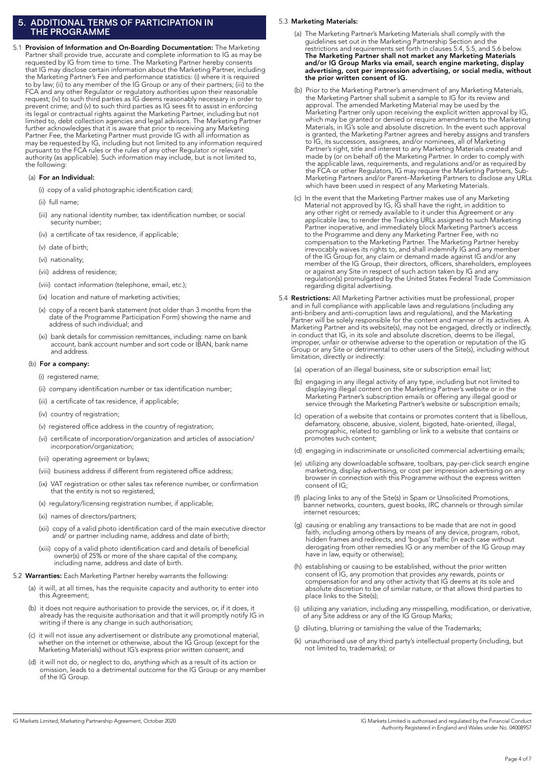## 5. ADDITIONAL TERMS OF PARTICIPATION IN THE PROGRAMME

5.1 **Provision of Information and On-Boarding Documentation:** The Marketing Partner shall provide true, accurate and complete information to IG as may be requested by IG from time to time. The Marketing Partner hereby consents that IG may disclose certain information about the Marketing Partner, including the Marketing Partner's Fee and performance statistics: (i) where it is required to by law; (ii) to any member of the IG Group or any of their partners; (iii) to the FCA and any other Regulator or regulatory authorities upon their reasonable request; (iv) to such third parties as IG deems reasonably necessary in order to prevent crime; and (v) to such third parties as IG sees fit to assist in enforcing its legal or contractual rights against the Marketing Partner, including but not limited to, debt collection agencies and legal advisors. The Marketing Partner further acknowledges that it is aware that prior to receiving any Marketing Partner Fee, the Marketing Partner must provide IG with all information as may be requested by IG, including but not limited to any information required pursuant to the FCA rules or the rules of any other Regulator or relevant authority (as applicable). Such information may include, but is not limited to, the following:

(a) **For an Individual:**

- (i) copy of a valid photographic identification card;
- (ii) full name;
- (iii) any national identity number, tax identification number, or social security number;
- (iv) a certificate of tax residence, if applicable;
- (v) date of birth;
- (vi) nationality;
- (vii) address of residence;
- (viii) contact information (telephone, email, etc.);
- (ix) location and nature of marketing activities;
- (x) copy of a recent bank statement (not older than 3 months from the date of the Programme Participation Form) showing the name and address of such individual; and
- (xi) bank details for commission remittances, including: name on bank account, bank account number and sort code or IBAN, bank name and address.

(b) **For a company:**

- (i) registered name;
- (ii) company identification number or tax identification number;
- (iii) a certificate of tax residence, if applicable;
- (iv) country of registration;
- (v) registered office address in the country of registration;
- (vi) certificate of incorporation/organization and articles of association/ incorporation/organization;
- (vii) operating agreement or bylaws;
- (viii) business address if different from registered office address;
- (ix) VAT registration or other sales tax reference number, or confirmation that the entity is not so registered;
- (x) regulatory/licensing registration number, if applicable;
- (xi) names of directors/partners;
- (xii) copy of a valid photo identification card of the main executive director and/ or partner including name, address and date of birth;
- (xiii) copy of a valid photo identification card and details of beneficial owner(s) of 25% or more of the share capital of the company, including name, address and date of birth.

5.2 **Warranties:** Each Marketing Partner hereby warrants the following:

(a) it will, at all times, has the requisite capacity and authority to enter into this Agreement;

(b) it does not require authorisation to provide the services, or, if it does, it already has the requisite authorisation and that it will promptly notify IG in writing if there is any change in such authorisation;

(c) it will not issue any advertisement or distribute any promotional material, whether on the internet or otherwise, about the IG Group (except for the Marketing Materials) without IG's express prior written consent; and

(d) it will not do, or neglect to do, anything which as a result of its action or omission, leads to a detrimental outcome for the IG Group or any member of the IG Group.

5.3 **Marketing Materials:**

(a) The Marketing Partner's Marketing Materials shall comply with the guidelines set out in the Marketing Partnership Section and the restrictions and requirements set forth in clauses 5.4, 5.5, and 5.6 below. **The Marketing Partner shall not market any Marketing Materials and/or IG Group Marks via email, search engine marketing, display advertising, cost per impression advertising, or social media, without the prior written consent of IG.**

(b) Prior to the Marketing Partner's amendment of any Marketing Materials, the Marketing Partner shall submit a sample to IG for its review and approval. The amended Marketing Material may be used by the Marketing Partner only upon receiving the explicit written approval by IG, which may be granted or denied or require amendments to the Marketing Materials, in IG's sole and absolute discretion. In the event such approval is granted, the Marketing Partner agrees and hereby assigns and transfers to IG, its successors, assignees, and/or nominees, all of Marketing Partner's right, title and interest to any Marketing Materials created and made by (or on behalf of) the Marketing Partner. In order to comply with the applicable laws, requirements, and regulations and/or as required by the FCA or other Regulators, IG may require the Marketing Partners, Sub-Marketing Partners and/or Parent–Marketing Partners to disclose any URLs which have been used in respect of any Marketing Materials.

(c) In the event that the Marketing Partner makes use of any Marketing Material not approved by IG, IG shall have the right, in addition to any other right or remedy available to it under this Agreement or any applicable law, to render the Tracking URLs assigned to such Marketing Partner inoperative, and immediately block Marketing Partner's access to the Programme and deny any Marketing Partner Fee, with no compensation to the Marketing Partner. The Marketing Partner hereby irrevocably waives its rights to, and shall indemnify IG and any member of the IG Group for, any claim or demand made against IG and/or any member of the IG Group, their directors, officers, shareholders, employees or against any Site in respect of such action taken by IG and any regulation(s) promulgated by the United States Federal Trade Commission regarding digital advertising.

5.4 **Restrictions:** All Marketing Partner activities must be professional, proper and in full compliance with applicable laws and regulations (including any anti-bribery and anti-corruption laws and regulations), and the Marketing Partner will be solely responsible for the content and manner of its activities. A Marketing Partner and its website(s), may not be engaged, directly or indirectly, in conduct that IG, in its sole and absolute discretion, deems to be illegal, improper, unfair or otherwise adverse to the operation or reputation of the IG Group or any Site or detrimental to other users of the Site(s), including without limitation, directly or indirectly:

(a) operation of an illegal business, site or subscription email list;

(b) engaging in any illegal activity of any type, including but not limited to displaying illegal content on the Marketing Partner's website or in the Marketing Partner's subscription emails or offering any illegal good or service through the Marketing Partner's website or subscription emails;

(c) operation of a website that contains or promotes content that is libellous, defamatory, obscene, abusive, violent, bigoted, hate-oriented, illegal, pornographic, related to gambling or link to a website that contains or promotes such content;

(d) engaging in indiscriminate or unsolicited commercial advertising emails;

(e) utilizing any downloadable software, toolbars, pay-per-click search engine marketing, display advertising, or cost per impression advertising on any browser in connection with this Programme without the express written consent of IG;

(f) placing links to any of the Site(s) in Spam or Unsolicited Promotions, banner networks, counters, guest books, IRC channels or through similar internet resources;

(g) causing or enabling any transactions to be made that are not in good faith, including among others by means of any device, program, robot, hidden frames and redirects, and 'bogus' traffic (in each case without derogating from other remedies IG or any member of the IG Group may have in law, equity or otherwise);

(h) establishing or causing to be established, without the prior written consent of IG, any promotion that provides any rewards, points or compensation for and any other activity that IG deems at its sole and absolute discretion to be of similar nature, or that allows third parties to place links to the Site(s);

(i) utilizing any variation, including any misspelling, modification, or derivative, of any Site address or any of the IG Group Marks;

(j) diluting, blurring or tarnishing the value of the Trademarks;

(k) unauthorised use of any third party's intellectual property (including, but not limited to, trademarks); or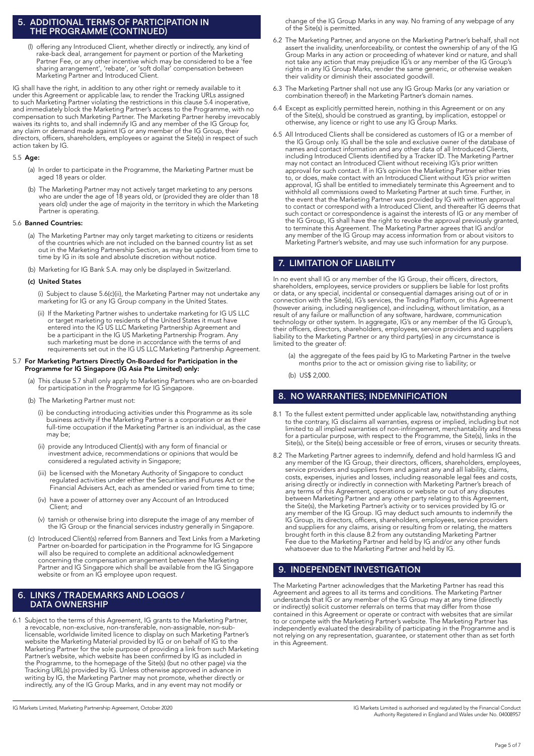## 5. ADDITIONAL TERMS OF PARTICIPATION IN THE PROGRAMME (CONTINUED)

(l) offering any Introduced Client, whether directly or indirectly, any kind of rake-back deal, arrangement for payment or portion of the Marketing Partner Fee, or any other incentive which may be considered to be a 'fee sharing arrangement', 'rebate', or 'soft dollar' compensation between Marketing Partner and Introduced Client.

IG shall have the right, in addition to any other right or remedy available to it under this Agreement or applicable law, to render the Tracking URLs assigned to such Marketing Partner violating the restrictions in this clause 5.4 inoperative, and immediately block the Marketing Partner's access to the Programme, with no compensation to such Marketing Partner. The Marketing Partner hereby irrevocably waives its rights to, and shall indemnify IG and any member of the IG Group for, any claim or demand made against IG or any member of the IG Group, their directors, officers, shareholders, employees or against the Site(s) in respect of such action taken by IG.

5.5 **Age:**

(a) In order to participate in the Programme, the Marketing Partner must be aged 18 years or older.

(b) The Marketing Partner may not actively target marketing to any persons who are under the age of 18 years old, or (provided they are older than 18 years old) under the age of majority in the territory in which the Marketing Partner is operating.

5.6 **Banned Countries:**

(a) The Marketing Partner may only target marketing to citizens or residents of the countries which are not included on the banned country list as set out in the Marketing Partnership Section, as may be updated from time to time by IG in its sole and absolute discretion without notice.

(b) Marketing for IG Bank S.A. may only be displayed in Switzerland.

**(c) United States**

(i) Subject to clause 5.6(c)(ii), the Marketing Partner may not undertake any marketing for IG or any IG Group company in the United States.

(ii) If the Marketing Partner wishes to undertake marketing for IG US LLC or target marketing to residents of the United States it must have entered into the IG US LLC Marketing Partnership Agreement and be a participant in the IG US Marketing Partnership Program. Any such marketing must be done in accordance with the terms of and requirements set out in the IG US LLC Marketing Partnership Agreement.

5.7 **For Marketing Partners Directly On-Boarded for Participation in the Programme for IG Singapore (IG Asia Pte Limited) only:**

(a) This clause 5.7 shall only apply to Marketing Partners who are on-boarded for participation in the Programme for IG Singapore.

(b) The Marketing Partner must not:

(i) be conducting introducing activities under this Programme as its sole business activity if the Marketing Partner is a corporation or as their full-time occupation if the Marketing Partner is an individual, as the case may be;

(ii) provide any Introduced Client(s) with any form of financial or investment advice, recommendations or opinions that would be considered a regulated activity in Singapore;

(iii) be licensed with the Monetary Authority of Singapore to conduct regulated activities under either the Securities and Futures Act or the Financial Advisers Act, each as amended or varied from time to time;

(iv) have a power of attorney over any Account of an Introduced Client; and

(v) tarnish or otherwise bring into disrepute the image of any member of the IG Group or the financial services industry generally in Singapore.

(c) Introduced Client(s) referred from Banners and Text Links from a Marketing Partner on-boarded for participation in the Programme for IG Singapore will also be required to complete an additional acknowledgement concerning the compensation arrangement between the Marketing Partner and IG Singapore which shall be available from the IG Singapore website or from an IG employee upon request.

## 6. LINKS / TRADEMARKS AND LOGOS / DATA OWNERSHIP

6.1 Subject to the terms of this Agreement, IG grants to the Marketing Partner, a revocable, non-exclusive, non-transferable, non-assignable, non-sub-licensable, worldwide limited licence to display on such Marketing Partner's website the Marketing Material provided by IG or on behalf of IG to the Marketing Partner for the sole purpose of providing a link from such Marketing Partner's website, which website has been confirmed by IG as included in the Programme, to the homepage of the Site(s) (but no other page) via the Tracking URL(s) provided by IG. Unless otherwise approved in advance in writing by IG, the Marketing Partner may not promote, whether directly or indirectly, any of the IG Group Marks, and in any event may not modify or change of the IG Group Marks in any way. No framing of any webpage of any of the Site(s) is permitted.

6.2 The Marketing Partner, and anyone on the Marketing Partner's behalf, shall not assert the invalidity, unenforceability, or contest the ownership of any of the IG Group Marks in any action or proceeding of whatever kind or nature, and shall not take any action that may prejudice IG's or any member of the IG Group's rights in any IG Group Marks, render the same generic, or otherwise weaken their validity or diminish their associated goodwill.

6.3 The Marketing Partner shall not use any IG Group Marks (or any variation or combination thereof) in the Marketing Partner's domain names.

6.4 Except as explicitly permitted herein, nothing in this Agreement or on any of the Site(s), should be construed as granting, by implication, estoppel or otherwise, any licence or right to use any IG Group Marks.

6.5 All Introduced Clients shall be considered as customers of IG or a member of the IG Group only. IG shall be the sole and exclusive owner of the database of names and contact information and any other data of all Introduced Clients, including Introduced Clients identified by a Tracker ID. The Marketing Partner may not contact an Introduced Client without receiving IG's prior written approval for such contact. If in IG's opinion the Marketing Partner either tries to, or does, make contact with an Introduced Client without IG's prior written approval, IG shall be entitled to immediately terminate this Agreement and to withhold all commissions owed to Marketing Partner at such time. Further, in the event that the Marketing Partner was provided by IG with written approval to contact or correspond with a Introduced Client, and thereafter IG deems that such contact or correspondence is against the interests of IG or any member of the IG Group, IG shall have the right to revoke the approval previously granted, to terminate this Agreement. The Marketing Partner agrees that IG and/or any member of the IG Group may access information from or about visitors to Marketing Partner's website, and may use such information for any purpose.

## 7. LIMITATION OF LIABILITY

In no event shall IG or any member of the IG Group, their officers, directors, shareholders, employees, service providers or suppliers be liable for lost profits or data, or any special, incidental or consequential damages arising out of or in connection with the Site(s), IG's services, the Trading Platform, or this Agreement (however arising, including negligence), and including, without limitation, as a result of any failure or malfunction of any software, hardware, communication technology or other system. In aggregate, IG's or any member of the IG Group's, their officers, directors, shareholders, employees, service providers and suppliers liability to the Marketing Partner or any third party(ies) in any circumstance is limited to the greater of:

(a) the aggregate of the fees paid by IG to Marketing Partner in the twelve months prior to the act or omission giving rise to liability; or

(b) US$ 2,000.

## 8. NO WARRANTIES; INDEMNIFICATION

8.1 To the fullest extent permitted under applicable law, notwithstanding anything to the contrary, IG disclaims all warranties, express or implied, including but not limited to all implied warranties of non-infringement, merchantability and fitness for a particular purpose, with respect to the Programme, the Site(s), links in the Site(s), or the Site(s) being accessible or free of errors, viruses or security threats.

8.2 The Marketing Partner agrees to indemnify, defend and hold harmless IG and any member of the IG Group, their directors, officers, shareholders, employees, service providers and suppliers from and against any and all liability, claims, costs, expenses, injuries and losses, including reasonable legal fees and costs, arising directly or indirectly in connection with Marketing Partner's breach of any terms of this Agreement, operations or website or out of any disputes between Marketing Partner and any other party relating to this Agreement, the Site(s), the Marketing Partner's activity or to services provided by IG or any member of the IG Group. IG may deduct such amounts to indemnify the IG Group, its directors, officers, shareholders, employees, service providers and suppliers for any claims, arising or resulting from or relating, the matters brought forth in this clause 8.2 from any outstanding Marketing Partner Fee due to the Marketing Partner and held by IG and/or any other funds whatsoever due to the Marketing Partner and held by IG.

## 9. INDEPENDENT INVESTIGATION

The Marketing Partner acknowledges that the Marketing Partner has read this Agreement and agrees to all its terms and conditions. The Marketing Partner understands that IG or any member of the IG Group may at any time (directly or indirectly) solicit customer referrals on terms that may differ from those contained in this Agreement or operate or contract with websites that are similar to or compete with the Marketing Partner's website. The Marketing Partner has independently evaluated the desirability of participating in the Programme and is not relying on any representation, guarantee, or statement other than as set forth in this Agreement.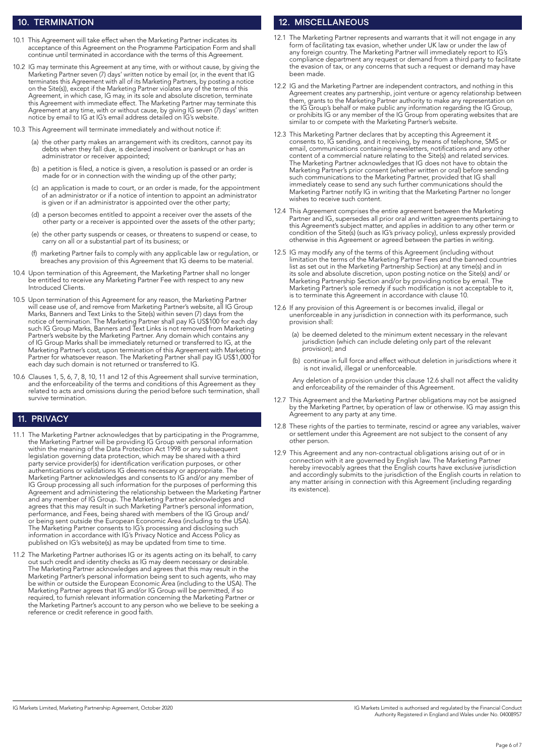## 10. TERMINATION

10.1 This Agreement will take effect when the Marketing Partner indicates its acceptance of this Agreement on the Programme Participation Form and shall continue until terminated in accordance with the terms of this Agreement.

10.2 IG may terminate this Agreement at any time, with or without cause, by giving the Marketing Partner seven (7) days' written notice by email (or, in the event that IG terminates this Agreement with all of its Marketing Partners, by posting a notice on the Site(s)), except if the Marketing Partner violates any of the terms of this Agreement, in which case, IG may, in its sole and absolute discretion, terminate this Agreement with immediate effect. The Marketing Partner may terminate this Agreement at any time, with or without cause, by giving IG seven (7) days' written notice by email to IG at IG's email address detailed on IG's website.

10.3 This Agreement will terminate immediately and without notice if:

(a) the other party makes an arrangement with its creditors, cannot pay its debts when they fall due, is declared insolvent or bankrupt or has an administrator or receiver appointed;

(b) a petition is filed, a notice is given, a resolution is passed or an order is made for or in connection with the winding up of the other party;

(c) an application is made to court, or an order is made, for the appointment of an administrator or if a notice of intention to appoint an administrator is given or if an administrator is appointed over the other party;

(d) a person becomes entitled to appoint a receiver over the assets of the other party or a receiver is appointed over the assets of the other party;

(e) the other party suspends or ceases, or threatens to suspend or cease, to carry on all or a substantial part of its business; or

(f) marketing Partner fails to comply with any applicable law or regulation, or breaches any provision of this Agreement that IG deems to be material.

10.4 Upon termination of this Agreement, the Marketing Partner shall no longer be entitled to receive any Marketing Partner Fee with respect to any new Introduced Clients.

10.5 Upon termination of this Agreement for any reason, the Marketing Partner will cease use of, and remove from Marketing Partner's website, all IG Group Marks, Banners and Text Links to the Site(s) within seven (7) days from the notice of termination. The Marketing Partner shall pay IG US$100 for each day such IG Group Marks, Banners and Text Links is not removed from Marketing Partner's website by the Marketing Partner. Any domain which contains any of IG Group Marks shall be immediately returned or transferred to IG, at the Marketing Partner's cost, upon termination of this Agreement with Marketing Partner for whatsoever reason. The Marketing Partner shall pay IG US$1,000 for each day such domain is not returned or transferred to IG.

10.6 Clauses 1, 5, 6, 7, 8, 10, 11 and 12 of this Agreement shall survive termination, and the enforceability of the terms and conditions of this Agreement as they related to acts and omissions during the period before such termination, shall survive termination.

## 11. PRIVACY

11.1 The Marketing Partner acknowledges that by participating in the Programme, the Marketing Partner will be providing IG Group with personal information within the meaning of the Data Protection Act 1998 or any subsequent legislation governing data protection, which may be shared with a third party service provider(s) for identification verification purposes, or other authentications or validations IG deems necessary or appropriate. The Marketing Partner acknowledges and consents to IG and/or any member of IG Group processing all such information for the purposes of performing this Agreement and administering the relationship between the Marketing Partner and any member of IG Group. The Marketing Partner acknowledges and agrees that this may result in such Marketing Partner's personal information, performance, and Fees, being shared with members of the IG Group and/or being sent outside the European Economic Area (including to the USA). The Marketing Partner consents to IG's processing and disclosing such information in accordance with IG's Privacy Notice and Access Policy as published on IG's website(s) as may be updated from time to time.

11.2 The Marketing Partner authorises IG or its agents acting on its behalf, to carry out such credit and identity checks as IG may deem necessary or desirable. The Marketing Partner acknowledges and agrees that this may result in the Marketing Partner's personal information being sent to such agents, who may be within or outside the European Economic Area (including to the USA). The Marketing Partner agrees that IG and/or IG Group will be permitted, if so required, to furnish relevant information concerning the Marketing Partner or the Marketing Partner's account to any person who we believe to be seeking a reference or credit reference in good faith.

## 12. MISCELLANEOUS

12.1 The Marketing Partner represents and warrants that it will not engage in any form of facilitating tax evasion, whether under UK law or under the law of any foreign country. The Marketing Partner will immediately report to IG's compliance department any request or demand from a third party to facilitate the evasion of tax, or any concerns that such a request or demand may have been made.

12.2 IG and the Marketing Partner are independent contractors, and nothing in this Agreement creates any partnership, joint venture or agency relationship between them, grants to the Marketing Partner authority to make any representation on the IG Group's behalf or make public any information regarding the IG Group, or prohibits IG or any member of the IG Group from operating websites that are similar to or compete with the Marketing Partner's website.

12.3 This Marketing Partner declares that by accepting this Agreement it consents to, IG sending, and it receiving, by means of telephone, SMS or email, communications containing newsletters, notifications and any other content of a commercial nature relating to the Site(s) and related services. The Marketing Partner acknowledges that IG does not have to obtain the Marketing Partner's prior consent (whether written or oral) before sending such communications to the Marketing Partner, provided that IG shall immediately cease to send any such further communications should the Marketing Partner notify IG in writing that the Marketing Partner no longer wishes to receive such content.

12.4 This Agreement comprises the entire agreement between the Marketing Partner and IG, supersedes all prior oral and written agreements pertaining to this Agreement's subject matter, and applies in addition to any other term or condition of the Site(s) (such as IG's privacy policy), unless expressly provided otherwise in this Agreement or agreed between the parties in writing.

12.5 IG may modify any of the terms of this Agreement (including without limitation the terms of the Marketing Partner Fees and the banned countries list as set out in the Marketing Partnership Section) at any time(s) and in its sole and absolute discretion, upon posting notice on the Site(s) and/ or Marketing Partnership Section and/or by providing notice by email. The Marketing Partner's sole remedy if such modification is not acceptable to it, is to terminate this Agreement in accordance with clause 10.

12.6 If any provision of this Agreement is or becomes invalid, illegal or unenforceable in any jurisdiction in connection with its performance, such provision shall:

(a) be deemed deleted to the minimum extent necessary in the relevant jurisdiction (which can include deleting only part of the relevant provision); and

(b) continue in full force and effect without deletion in jurisdictions where it is not invalid, illegal or unenforceable.

Any deletion of a provision under this clause 12.6 shall not affect the validity and enforceability of the remainder of this Agreement.

12.7 This Agreement and the Marketing Partner obligations may not be assigned by the Marketing Partner, by operation of law or otherwise. IG may assign this Agreement to any party at any time.

12.8 These rights of the parties to terminate, rescind or agree any variables, waiver or settlement under this Agreement are not subject to the consent of any other person.

12.9 This Agreement and any non-contractual obligations arising out of or in connection with it are governed by English law. The Marketing Partner hereby irrevocably agrees that the English courts have exclusive jurisdiction and accordingly submits to the jurisdiction of the English courts in relation to any matter arising in connection with this Agreement (including regarding its existence).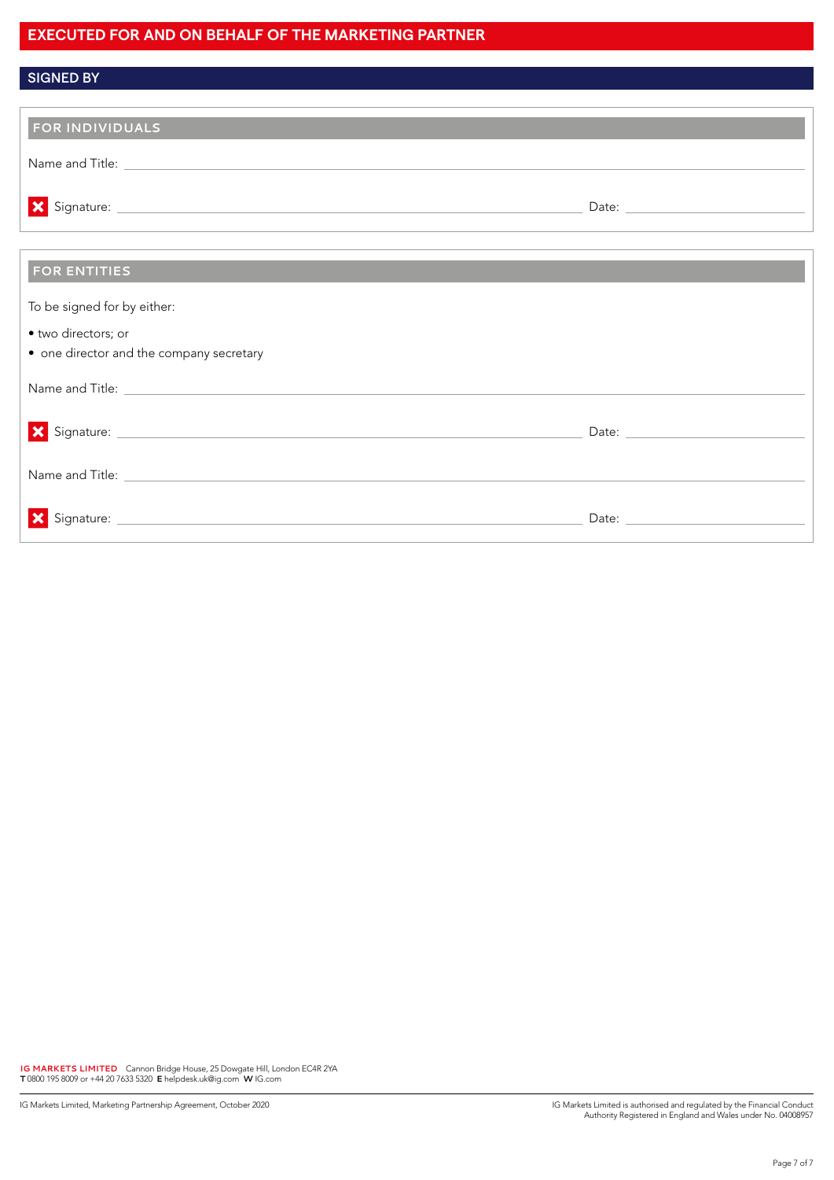## EXECUTED FOR AND ON BEHALF OF THE MARKETING PARTNER

### SIGNED BY

#### FOR INDIVIDUALS

Name and Title: ______________________________

Signature: ______________________________ Date: ______________

#### FOR ENTITIES

To be signed for by either:

- two directors; or
- one director and the company secretary

Name and Title: ______________________________

Signature: ______________________________ Date: ______________

Name and Title: ______________________________

Signature: ______________________________ Date: ______________

**IG MARKETS LIMITED** Cannon Bridge House, 25 Dowgate Hill, London EC4R 2YA
**T** 0800 195 8009 or +44 20 7633 5320 **E** helpdesk.uk@ig.com **W** IG.com

IG Markets Limited, Marketing Partnership Agreement, October 2020

IG Markets Limited is authorised and regulated by the Financial Conduct Authority Registered in England and Wales under No. 04008957